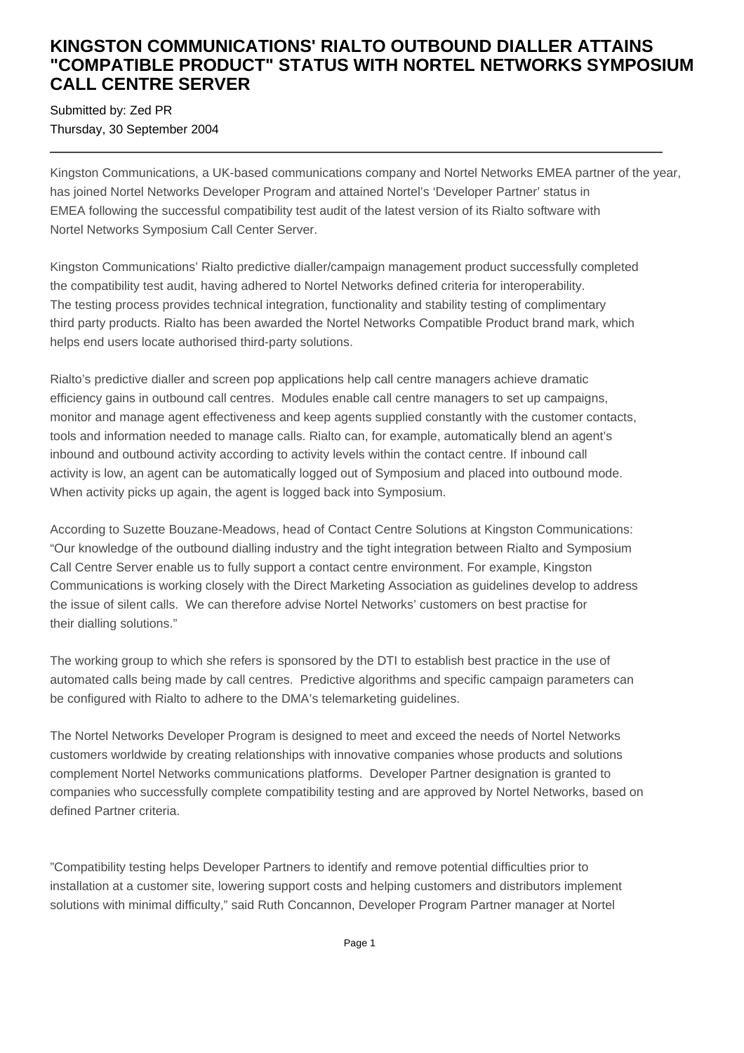# KINGSTON COMMUNICATIONS' RIALTO OUTBOUND DIALLER ATTAINS "COMPATIBLE PRODUCT" STATUS WITH NORTEL NETWORKS SYMPOSIUM CALL CENTRE SERVER

Submitted by: Zed PR
Thursday, 30 September 2004

---

Kingston Communications, a UK-based communications company and Nortel Networks EMEA partner of the year, has joined Nortel Networks Developer Program and attained Nortel's 'Developer Partner' status in EMEA following the successful compatibility test audit of the latest version of its Rialto software with Nortel Networks Symposium Call Center Server.

Kingston Communications' Rialto predictive dialler/campaign management product successfully completed the compatibility test audit, having adhered to Nortel Networks defined criteria for interoperability. The testing process provides technical integration, functionality and stability testing of complimentary third party products. Rialto has been awarded the Nortel Networks Compatible Product brand mark, which helps end users locate authorised third-party solutions.

Rialto's predictive dialler and screen pop applications help call centre managers achieve dramatic efficiency gains in outbound call centres. Modules enable call centre managers to set up campaigns, monitor and manage agent effectiveness and keep agents supplied constantly with the customer contacts, tools and information needed to manage calls. Rialto can, for example, automatically blend an agent's inbound and outbound activity according to activity levels within the contact centre. If inbound call activity is low, an agent can be automatically logged out of Symposium and placed into outbound mode. When activity picks up again, the agent is logged back into Symposium.

According to Suzette Bouzane-Meadows, head of Contact Centre Solutions at Kingston Communications: "Our knowledge of the outbound dialling industry and the tight integration between Rialto and Symposium Call Centre Server enable us to fully support a contact centre environment. For example, Kingston Communications is working closely with the Direct Marketing Association as guidelines develop to address the issue of silent calls. We can therefore advise Nortel Networks' customers on best practise for their dialling solutions."

The working group to which she refers is sponsored by the DTI to establish best practice in the use of automated calls being made by call centres. Predictive algorithms and specific campaign parameters can be configured with Rialto to adhere to the DMA's telemarketing guidelines.

The Nortel Networks Developer Program is designed to meet and exceed the needs of Nortel Networks customers worldwide by creating relationships with innovative companies whose products and solutions complement Nortel Networks communications platforms. Developer Partner designation is granted to companies who successfully complete compatibility testing and are approved by Nortel Networks, based on defined Partner criteria.

"Compatibility testing helps Developer Partners to identify and remove potential difficulties prior to installation at a customer site, lowering support costs and helping customers and distributors implement solutions with minimal difficulty," said Ruth Concannon, Developer Program Partner manager at Nortel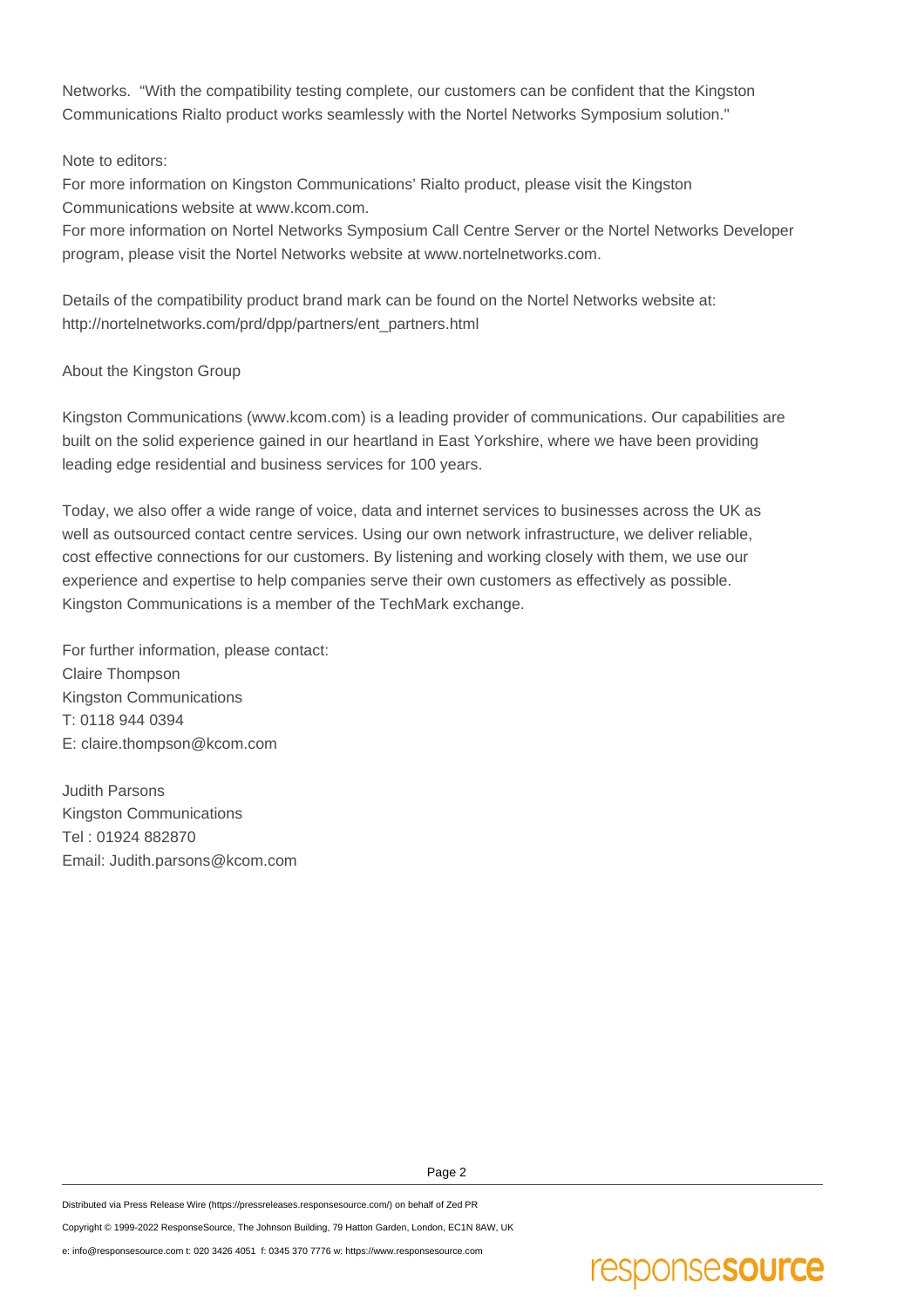Networks. "With the compatibility testing complete, our customers can be confident that the Kingston Communications Rialto product works seamlessly with the Nortel Networks Symposium solution."

Note to editors:
For more information on Kingston Communications' Rialto product, please visit the Kingston Communications website at www.kcom.com.
For more information on Nortel Networks Symposium Call Centre Server or the Nortel Networks Developer program, please visit the Nortel Networks website at www.nortelnetworks.com.

Details of the compatibility product brand mark can be found on the Nortel Networks website at: http://nortelnetworks.com/prd/dpp/partners/ent_partners.html

About the Kingston Group

Kingston Communications (www.kcom.com) is a leading provider of communications. Our capabilities are built on the solid experience gained in our heartland in East Yorkshire, where we have been providing leading edge residential and business services for 100 years.

Today, we also offer a wide range of voice, data and internet services to businesses across the UK as well as outsourced contact centre services. Using our own network infrastructure, we deliver reliable, cost effective connections for our customers. By listening and working closely with them, we use our experience and expertise to help companies serve their own customers as effectively as possible. Kingston Communications is a member of the TechMark exchange.

For further information, please contact:
Claire Thompson
Kingston Communications
T: 0118 944 0394
E: claire.thompson@kcom.com

Judith Parsons
Kingston Communications
Tel : 01924 882870
Email: Judith.parsons@kcom.com